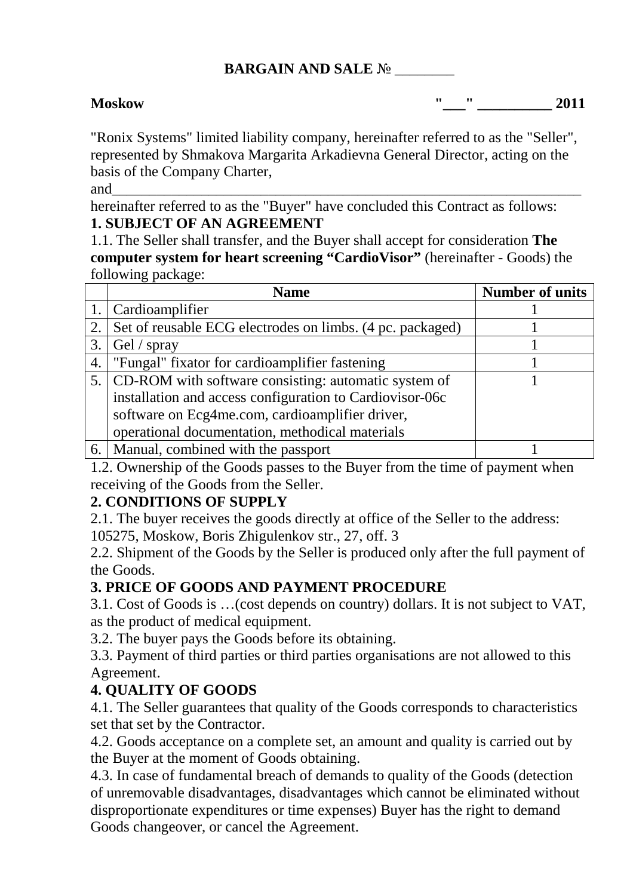**BARGAIN AND SALE № ________**

**Moskow** **"___" __________ 2011**

"Ronix Systems" limited liability company, hereinafter referred to as the "Seller", represented by Shmakova Margarita Arkadievna General Director, acting on the basis of the Company Charter,

and_________________________________________________________________

hereinafter referred to as the "Buyer" have concluded this Contract as follows:

**1. SUBJECT OF AN AGREEMENT**

1.1. The Seller shall transfer, and the Buyer shall accept for consideration **The computer system for heart screening "CardioVisor"** (hereinafter - Goods) the following package:

| | **Name** | **Number of units** |
|---|---|---|
| 1. | Cardioamplifier | 1 |
| 2. | Set of reusable ECG electrodes on limbs. (4 pc. packaged) | 1 |
| 3. | Gel / spray | 1 |
| 4. | "Fungal" fixator for cardioamplifier fastening | 1 |
| 5. | CD-ROM with software consisting: automatic system of installation and access configuration to Cardiovisor-06c software on Ecg4me.com, cardioamplifier driver, operational documentation, methodical materials | 1 |
| 6. | Manual, combined with the passport | 1 |

1.2. Ownership of the Goods passes to the Buyer from the time of payment when receiving of the Goods from the Seller.

**2. CONDITIONS OF SUPPLY**

2.1. The buyer receives the goods directly at office of the Seller to the address: 105275, Moskow, Boris Zhigulenkov str., 27, off. 3

2.2. Shipment of the Goods by the Seller is produced only after the full payment of the Goods.

**3. PRICE OF GOODS AND PAYMENT PROCEDURE**

3.1. Cost of Goods is …(cost depends on country) dollars. It is not subject to VAT, as the product of medical equipment.

3.2. The buyer pays the Goods before its obtaining.

3.3. Payment of third parties or third parties organisations are not allowed to this Agreement.

**4. QUALITY OF GOODS**

4.1. The Seller guarantees that quality of the Goods corresponds to characteristics set that set by the Contractor.

4.2. Goods acceptance on a complete set, an amount and quality is carried out by the Buyer at the moment of Goods obtaining.

4.3. In case of fundamental breach of demands to quality of the Goods (detection of unremovable disadvantages, disadvantages which cannot be eliminated without disproportionate expenditures or time expenses) Buyer has the right to demand Goods changeover, or cancel the Agreement.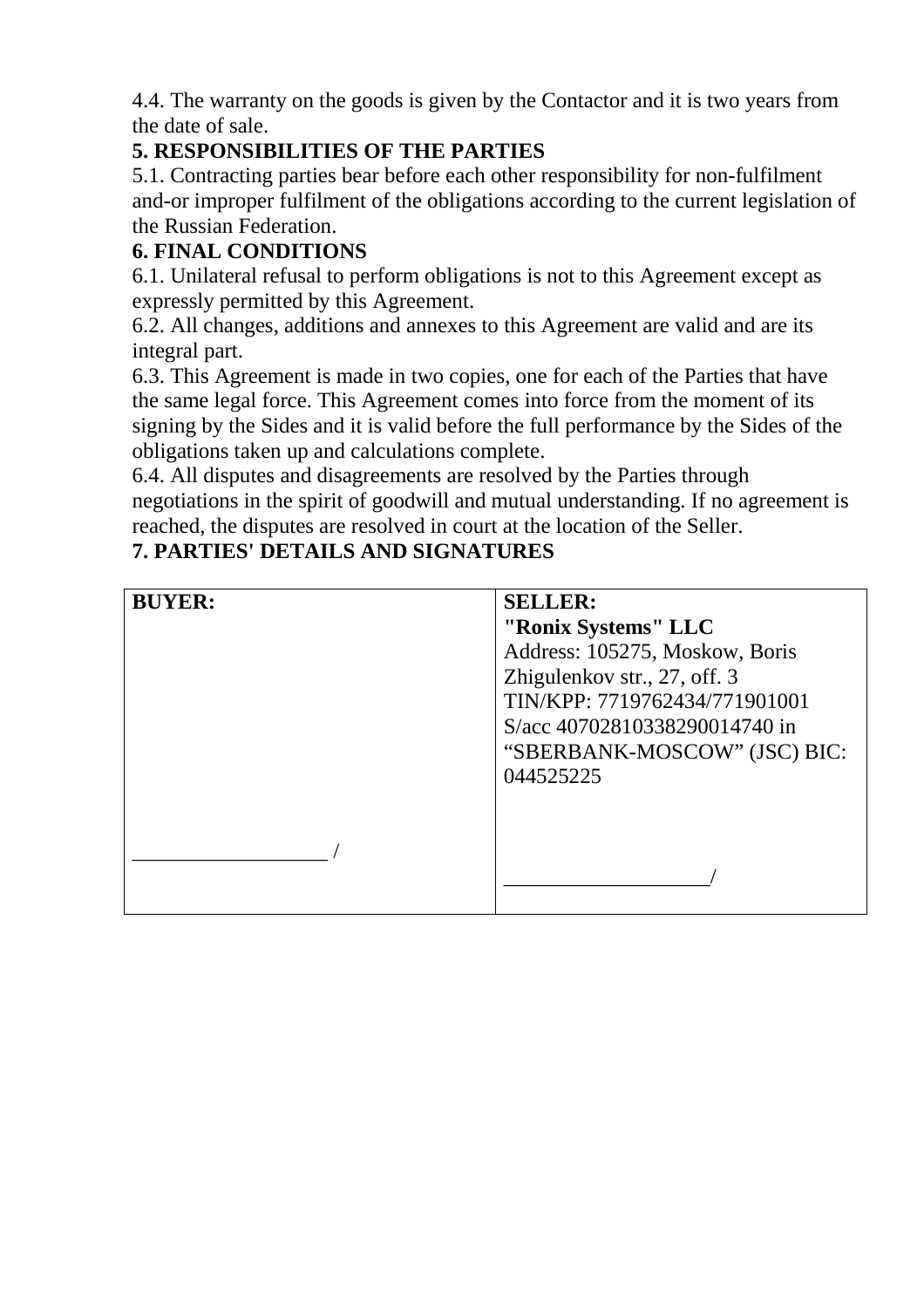4.4. The warranty on the goods is given by the Contactor and it is two years from the date of sale.

## 5. RESPONSIBILITIES OF THE PARTIES

5.1. Contracting parties bear before each other responsibility for non-fulfilment and-or improper fulfilment of the obligations according to the current legislation of the Russian Federation.

## 6. FINAL CONDITIONS

6.1. Unilateral refusal to perform obligations is not to this Agreement except as expressly permitted by this Agreement.

6.2. All changes, additions and annexes to this Agreement are valid and are its integral part.

6.3. This Agreement is made in two copies, one for each of the Parties that have the same legal force. This Agreement comes into force from the moment of its signing by the Sides and it is valid before the full performance by the Sides of the obligations taken up and calculations complete.

6.4. All disputes and disagreements are resolved by the Parties through negotiations in the spirit of goodwill and mutual understanding. If no agreement is reached, the disputes are resolved in court at the location of the Seller.

## 7. PARTIES' DETAILS AND SIGNATURES

| | |
|---|---|
| **BUYER:**<br><br><br><br><br><br><br>___________________ / | **SELLER:**<br>**"Ronix Systems" LLC**<br>Address: 105275, Moskow, Boris Zhigulenkov str., 27, off. 3<br>TIN/KPP: 7719762434/771901001<br>S/acc 40702810338290014740 in "SBERBANK-MOSCOW" (JSC) BIC: 044525225<br><br><br>____________________/ |